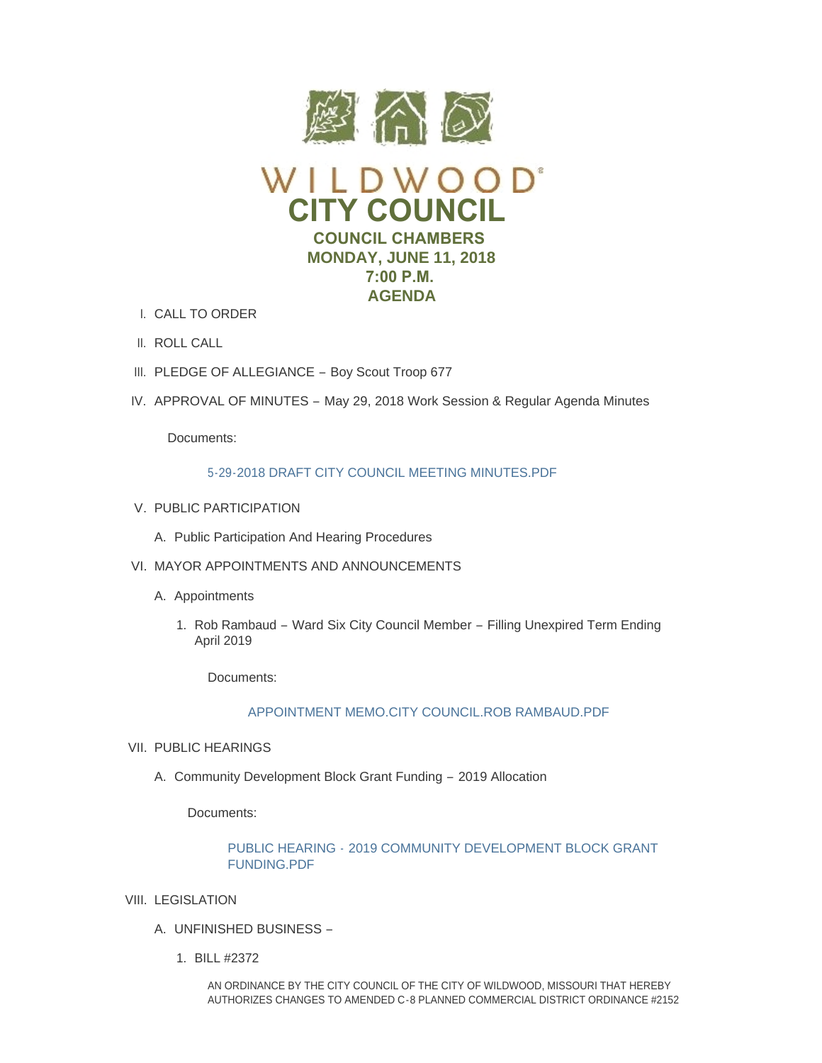# WILDWOOD®

# CITY COUNCIL

## COUNCIL CHAMBERS
## MONDAY, JUNE 11, 2018
## 7:00 P.M.
## AGENDA

I. CALL TO ORDER

II. ROLL CALL

III. PLEDGE OF ALLEGIANCE – Boy Scout Troop 677

IV. APPROVAL OF MINUTES – May 29, 2018 Work Session & Regular Agenda Minutes

   Documents:

   5-29-2018 DRAFT CITY COUNCIL MEETING MINUTES.PDF

V. PUBLIC PARTICIPATION

   A. Public Participation And Hearing Procedures

VI. MAYOR APPOINTMENTS AND ANNOUNCEMENTS

   A. Appointments

      1. Rob Rambaud – Ward Six City Council Member – Filling Unexpired Term Ending April 2019

         Documents:

         APPOINTMENT MEMO.CITY COUNCIL.ROB RAMBAUD.PDF

VII. PUBLIC HEARINGS

   A. Community Development Block Grant Funding – 2019 Allocation

      Documents:

      PUBLIC HEARING - 2019 COMMUNITY DEVELOPMENT BLOCK GRANT FUNDING.PDF

VIII. LEGISLATION

   A. UNFINISHED BUSINESS –

      1. BILL #2372

         AN ORDINANCE BY THE CITY COUNCIL OF THE CITY OF WILDWOOD, MISSOURI THAT HEREBY AUTHORIZES CHANGES TO AMENDED C-8 PLANNED COMMERCIAL DISTRICT ORDINANCE #2152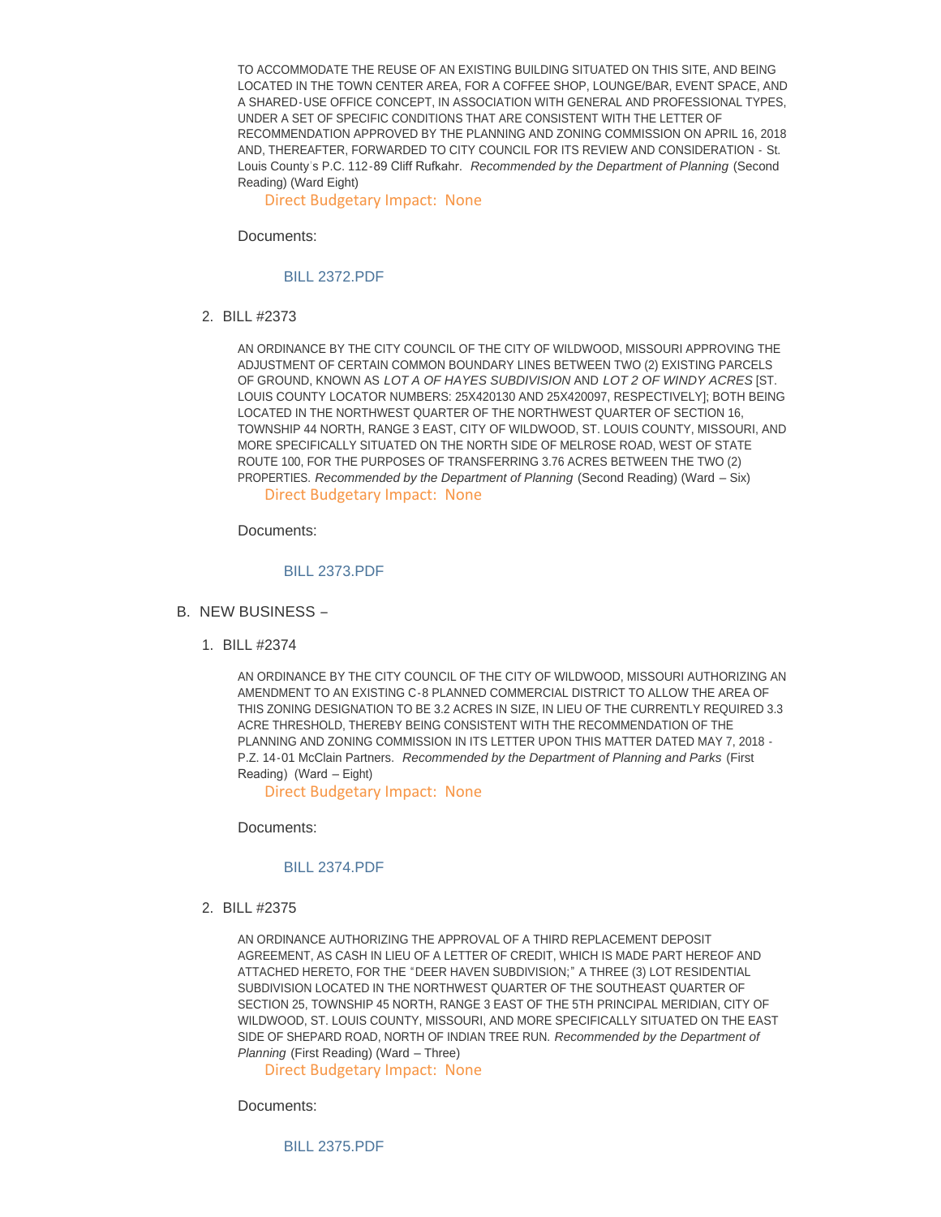TO ACCOMMODATE THE REUSE OF AN EXISTING BUILDING SITUATED ON THIS SITE, AND BEING LOCATED IN THE TOWN CENTER AREA, FOR A COFFEE SHOP, LOUNGE/BAR, EVENT SPACE, AND A SHARED-USE OFFICE CONCEPT, IN ASSOCIATION WITH GENERAL AND PROFESSIONAL TYPES, UNDER A SET OF SPECIFIC CONDITIONS THAT ARE CONSISTENT WITH THE LETTER OF RECOMMENDATION APPROVED BY THE PLANNING AND ZONING COMMISSION ON APRIL 16, 2018 AND, THEREAFTER, FORWARDED TO CITY COUNCIL FOR ITS REVIEW AND CONSIDERATION - St. Louis County's P.C. 112-89 Cliff Rufkahr. *Recommended by the Department of Planning* (Second Reading) (Ward Eight)

Direct Budgetary Impact: None

Documents:

BILL 2372.PDF

2. BILL #2373

AN ORDINANCE BY THE CITY COUNCIL OF THE CITY OF WILDWOOD, MISSOURI APPROVING THE ADJUSTMENT OF CERTAIN COMMON BOUNDARY LINES BETWEEN TWO (2) EXISTING PARCELS OF GROUND, KNOWN AS *LOT A OF HAYES SUBDIVISION* AND *LOT 2 OF WINDY ACRES* [ST. LOUIS COUNTY LOCATOR NUMBERS: 25X420130 AND 25X420097, RESPECTIVELY]; BOTH BEING LOCATED IN THE NORTHWEST QUARTER OF THE NORTHWEST QUARTER OF SECTION 16, TOWNSHIP 44 NORTH, RANGE 3 EAST, CITY OF WILDWOOD, ST. LOUIS COUNTY, MISSOURI, AND MORE SPECIFICALLY SITUATED ON THE NORTH SIDE OF MELROSE ROAD, WEST OF STATE ROUTE 100, FOR THE PURPOSES OF TRANSFERRING 3.76 ACRES BETWEEN THE TWO (2) PROPERTIES. *Recommended by the Department of Planning* (Second Reading) (Ward – Six)

Direct Budgetary Impact: None

Documents:

BILL 2373.PDF

B. NEW BUSINESS –

1. BILL #2374

AN ORDINANCE BY THE CITY COUNCIL OF THE CITY OF WILDWOOD, MISSOURI AUTHORIZING AN AMENDMENT TO AN EXISTING C-8 PLANNED COMMERCIAL DISTRICT TO ALLOW THE AREA OF THIS ZONING DESIGNATION TO BE 3.2 ACRES IN SIZE, IN LIEU OF THE CURRENTLY REQUIRED 3.3 ACRE THRESHOLD, THEREBY BEING CONSISTENT WITH THE RECOMMENDATION OF THE PLANNING AND ZONING COMMISSION IN ITS LETTER UPON THIS MATTER DATED MAY 7, 2018 - P.Z. 14-01 McClain Partners. *Recommended by the Department of Planning and Parks* (First Reading) (Ward – Eight)

Direct Budgetary Impact: None

Documents:

BILL 2374.PDF

2. BILL #2375

AN ORDINANCE AUTHORIZING THE APPROVAL OF A THIRD REPLACEMENT DEPOSIT AGREEMENT, AS CASH IN LIEU OF A LETTER OF CREDIT, WHICH IS MADE PART HEREOF AND ATTACHED HERETO, FOR THE "DEER HAVEN SUBDIVISION;" A THREE (3) LOT RESIDENTIAL SUBDIVISION LOCATED IN THE NORTHWEST QUARTER OF THE SOUTHEAST QUARTER OF SECTION 25, TOWNSHIP 45 NORTH, RANGE 3 EAST OF THE 5TH PRINCIPAL MERIDIAN, CITY OF WILDWOOD, ST. LOUIS COUNTY, MISSOURI, AND MORE SPECIFICALLY SITUATED ON THE EAST SIDE OF SHEPARD ROAD, NORTH OF INDIAN TREE RUN. *Recommended by the Department of Planning* (First Reading) (Ward – Three)

Direct Budgetary Impact: None

Documents:

BILL 2375.PDF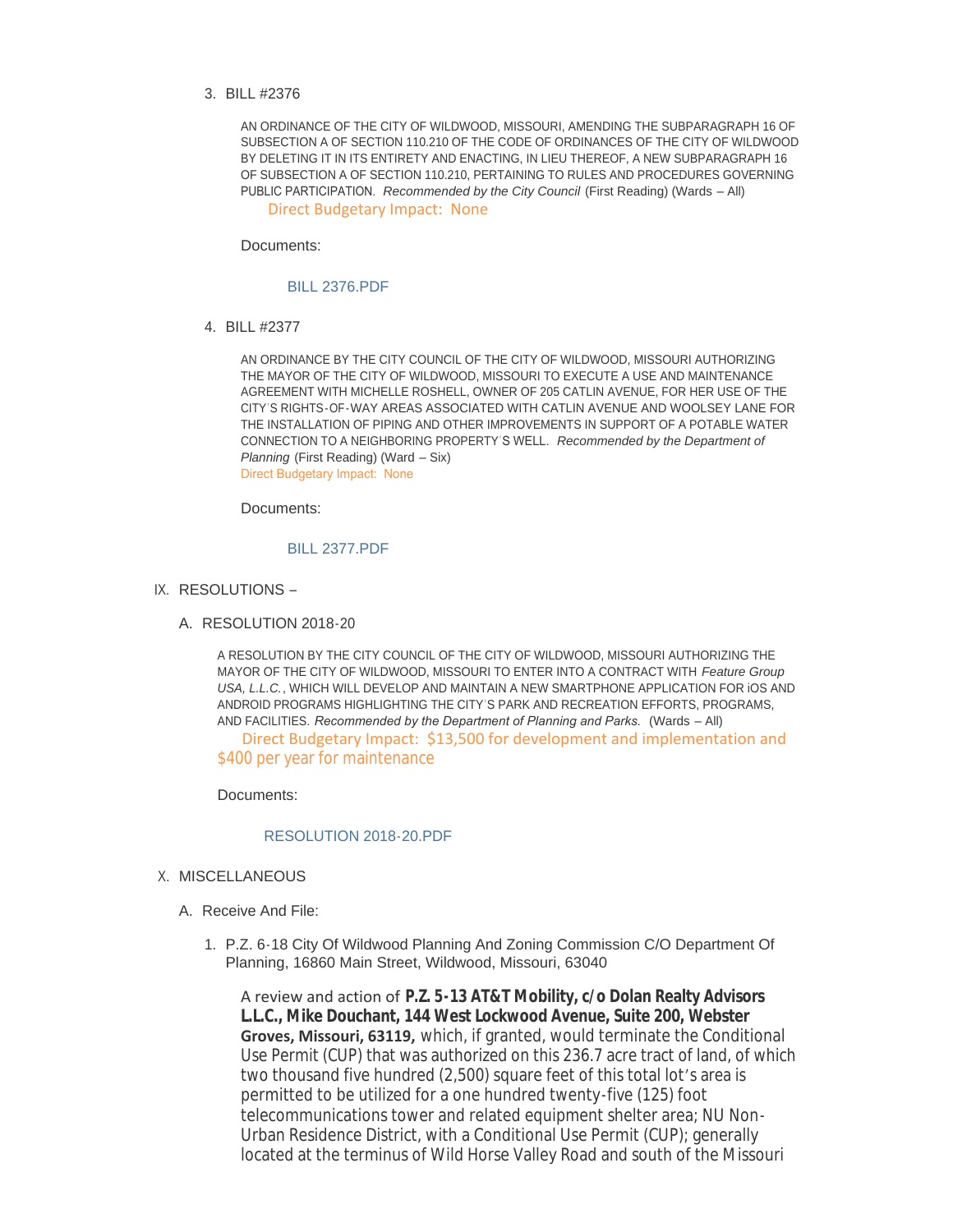3. BILL #2376

   AN ORDINANCE OF THE CITY OF WILDWOOD, MISSOURI, AMENDING THE SUBPARAGRAPH 16 OF SUBSECTION A OF SECTION 110.210 OF THE CODE OF ORDINANCES OF THE CITY OF WILDWOOD BY DELETING IT IN ITS ENTIRETY AND ENACTING, IN LIEU THEREOF, A NEW SUBPARAGRAPH 16 OF SUBSECTION A OF SECTION 110.210, PERTAINING TO RULES AND PROCEDURES GOVERNING PUBLIC PARTICIPATION. *Recommended by the City Council* (First Reading) (Wards – All)
   Direct Budgetary Impact: None

   Documents:

   BILL 2376.PDF

4. BILL #2377

   AN ORDINANCE BY THE CITY COUNCIL OF THE CITY OF WILDWOOD, MISSOURI AUTHORIZING THE MAYOR OF THE CITY OF WILDWOOD, MISSOURI TO EXECUTE A USE AND MAINTENANCE AGREEMENT WITH MICHELLE ROSHELL, OWNER OF 205 CATLIN AVENUE, FOR HER USE OF THE CITY'S RIGHTS-OF-WAY AREAS ASSOCIATED WITH CATLIN AVENUE AND WOOLSEY LANE FOR THE INSTALLATION OF PIPING AND OTHER IMPROVEMENTS IN SUPPORT OF A POTABLE WATER CONNECTION TO A NEIGHBORING PROPERTY'S WELL. *Recommended by the Department of Planning* (First Reading) (Ward – Six)
   Direct Budgetary Impact: None

   Documents:

   BILL 2377.PDF

## IX. RESOLUTIONS –

### A. RESOLUTION 2018-20

A RESOLUTION BY THE CITY COUNCIL OF THE CITY OF WILDWOOD, MISSOURI AUTHORIZING THE MAYOR OF THE CITY OF WILDWOOD, MISSOURI TO ENTER INTO A CONTRACT WITH *Feature Group USA, L.L.C.*, WHICH WILL DEVELOP AND MAINTAIN A NEW SMARTPHONE APPLICATION FOR iOS AND ANDROID PROGRAMS HIGHLIGHTING THE CITY'S PARK AND RECREATION EFFORTS, PROGRAMS, AND FACILITIES. *Recommended by the Department of Planning and Parks.* (Wards – All)
Direct Budgetary Impact: $13,500 for development and implementation and $400 per year for maintenance

Documents:

RESOLUTION 2018-20.PDF

## X. MISCELLANEOUS

### A. Receive And File:

1. P.Z. 6-18 City Of Wildwood Planning And Zoning Commission C/O Department Of Planning, 16860 Main Street, Wildwood, Missouri, 63040

   A review and action of **P.Z. 5-13 AT&T Mobility, c/o Dolan Realty Advisors L.L.C., Mike Douchant, 144 West Lockwood Avenue, Suite 200, Webster Groves, Missouri, 63119,** which, if granted, would terminate the Conditional Use Permit (CUP) that was authorized on this 236.7 acre tract of land, of which two thousand five hundred (2,500) square feet of this total lot's area is permitted to be utilized for a one hundred twenty-five (125) foot telecommunications tower and related equipment shelter area; NU Non-Urban Residence District, with a Conditional Use Permit (CUP); generally located at the terminus of Wild Horse Valley Road and south of the Missouri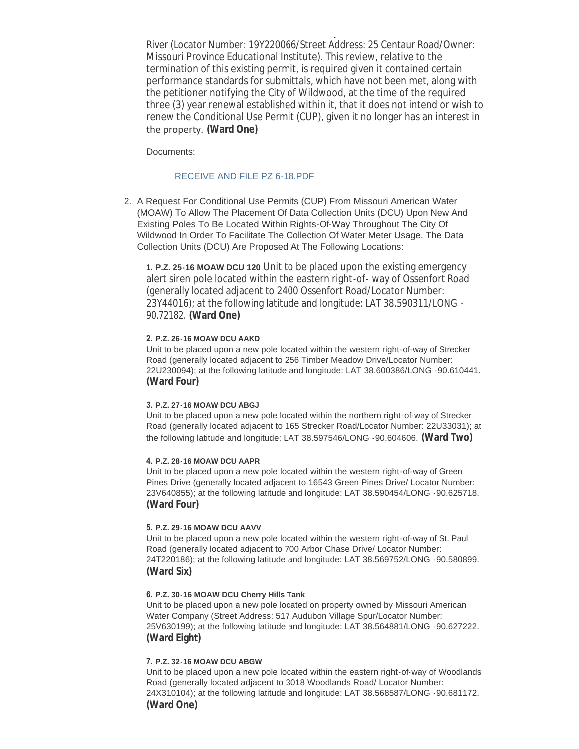River (Locator Number: 19Y220066/Street Address: 25 Centaur Road/Owner: Missouri Province Educational Institute). This review, relative to the termination of this existing permit, is required given it contained certain performance standards for submittals, which have not been met, along with the petitioner notifying the City of Wildwood, at the time of the required three (3) year renewal established within it, that it does not intend or wish to renew the Conditional Use Permit (CUP), given it no longer has an interest in the property. **(Ward One)**

Documents:

RECEIVE AND FILE PZ 6-18.PDF

2. A Request For Conditional Use Permits (CUP) From Missouri American Water (MOAW) To Allow The Placement Of Data Collection Units (DCU) Upon New And Existing Poles To Be Located Within Rights-Of-Way Throughout The City Of Wildwood In Order To Facilitate The Collection Of Water Meter Usage. The Data Collection Units (DCU) Are Proposed At The Following Locations:

   **1. P.Z. 25-16 MOAW DCU 120** Unit to be placed upon the existing emergency alert siren pole located within the eastern right-of- way of Ossenfort Road (generally located adjacent to 2400 Ossenfort Road/Locator Number: 23Y44016); at the following latitude and longitude: LAT 38.590311/LONG -90.72182. **(Ward One)**

   **2. P.Z. 26-16 MOAW DCU AAKD**
   Unit to be placed upon a new pole located within the western right-of-way of Strecker Road (generally located adjacent to 256 Timber Meadow Drive/Locator Number: 22U230094); at the following latitude and longitude: LAT 38.600386/LONG -90.610441. **(Ward Four)**

   **3. P.Z. 27-16 MOAW DCU ABGJ**
   Unit to be placed upon a new pole located within the northern right-of-way of Strecker Road (generally located adjacent to 165 Strecker Road/Locator Number: 22U33031); at the following latitude and longitude: LAT 38.597546/LONG -90.604606. **(Ward Two)**

   **4. P.Z. 28-16 MOAW DCU AAPR**
   Unit to be placed upon a new pole located within the western right-of-way of Green Pines Drive (generally located adjacent to 16543 Green Pines Drive/ Locator Number: 23V640855); at the following latitude and longitude: LAT 38.590454/LONG -90.625718. **(Ward Four)**

   **5. P.Z. 29-16 MOAW DCU AAVV**
   Unit to be placed upon a new pole located within the western right-of-way of St. Paul Road (generally located adjacent to 700 Arbor Chase Drive/ Locator Number: 24T220186); at the following latitude and longitude: LAT 38.569752/LONG -90.580899. **(Ward Six)**

   **6. P.Z. 30-16 MOAW DCU Cherry Hills Tank**
   Unit to be placed upon a new pole located on property owned by Missouri American Water Company (Street Address: 517 Audubon Village Spur/Locator Number: 25V630199); at the following latitude and longitude: LAT 38.564881/LONG -90.627222. **(Ward Eight)**

   **7. P.Z. 32-16 MOAW DCU ABGW**
   Unit to be placed upon a new pole located within the eastern right-of-way of Woodlands Road (generally located adjacent to 3018 Woodlands Road/ Locator Number: 24X310104); at the following latitude and longitude: LAT 38.568587/LONG -90.681172. **(Ward One)**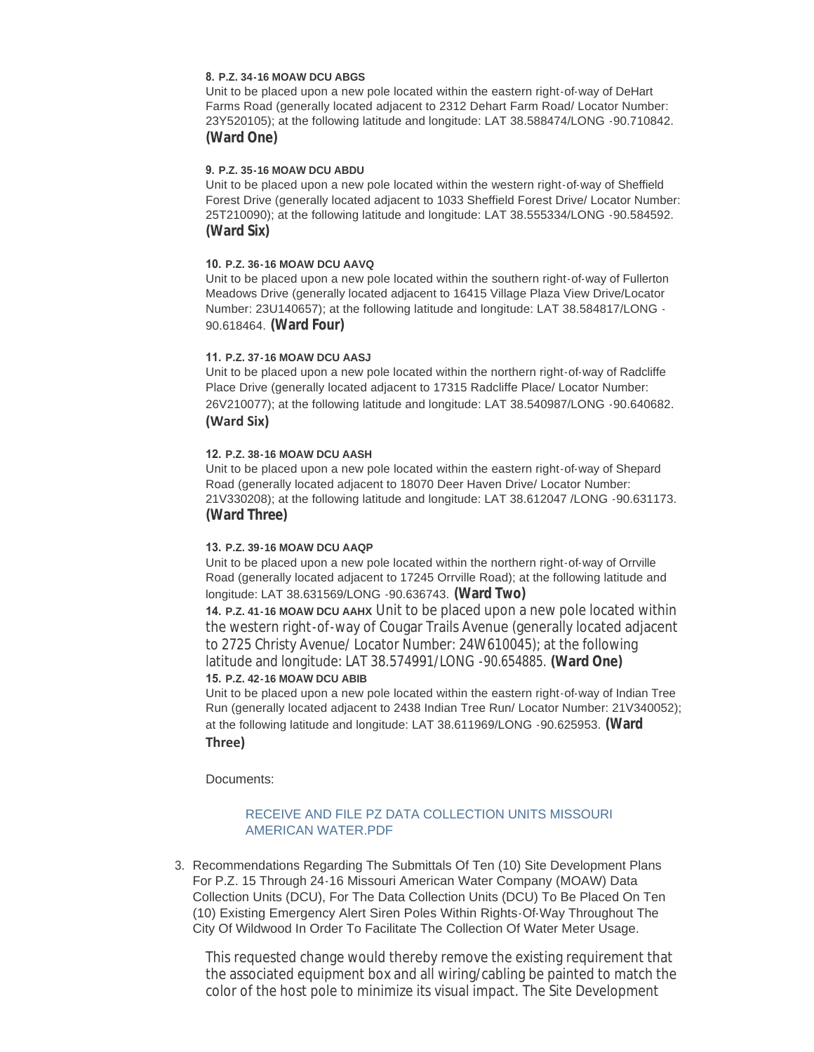**8. P.Z. 34-16 MOAW DCU ABGS**

Unit to be placed upon a new pole located within the eastern right-of-way of DeHart Farms Road (generally located adjacent to 2312 Dehart Farm Road/ Locator Number: 23Y520105); at the following latitude and longitude: LAT 38.588474/LONG -90.710842. **(Ward One)**

**9. P.Z. 35-16 MOAW DCU ABDU**

Unit to be placed upon a new pole located within the western right-of-way of Sheffield Forest Drive (generally located adjacent to 1033 Sheffield Forest Drive/ Locator Number: 25T210090); at the following latitude and longitude: LAT 38.555334/LONG -90.584592. **(Ward Six)**

**10. P.Z. 36-16 MOAW DCU AAVQ**

Unit to be placed upon a new pole located within the southern right-of-way of Fullerton Meadows Drive (generally located adjacent to 16415 Village Plaza View Drive/Locator Number: 23U140657); at the following latitude and longitude: LAT 38.584817/LONG -90.618464. **(Ward Four)**

**11. P.Z. 37-16 MOAW DCU AASJ**

Unit to be placed upon a new pole located within the northern right-of-way of Radcliffe Place Drive (generally located adjacent to 17315 Radcliffe Place/ Locator Number: 26V210077); at the following latitude and longitude: LAT 38.540987/LONG -90.640682. **(Ward Six)**

**12. P.Z. 38-16 MOAW DCU AASH**

Unit to be placed upon a new pole located within the eastern right-of-way of Shepard Road (generally located adjacent to 18070 Deer Haven Drive/ Locator Number: 21V330208); at the following latitude and longitude: LAT 38.612047 /LONG -90.631173. **(Ward Three)**

**13. P.Z. 39-16 MOAW DCU AAQP**

Unit to be placed upon a new pole located within the northern right-of-way of Orrville Road (generally located adjacent to 17245 Orrville Road); at the following latitude and longitude: LAT 38.631569/LONG -90.636743. **(Ward Two)**

**14. P.Z. 41-16 MOAW DCU AAHX** Unit to be placed upon a new pole located within the western right-of-way of Cougar Trails Avenue (generally located adjacent to 2725 Christy Avenue/ Locator Number: 24W610045); at the following latitude and longitude: LAT 38.574991/LONG -90.654885. **(Ward One)**

**15. P.Z. 42-16 MOAW DCU ABIB**

Unit to be placed upon a new pole located within the eastern right-of-way of Indian Tree Run (generally located adjacent to 2438 Indian Tree Run/ Locator Number: 21V340052); at the following latitude and longitude: LAT 38.611969/LONG -90.625953. **(Ward Three)**

Documents:

RECEIVE AND FILE PZ DATA COLLECTION UNITS MISSOURI AMERICAN WATER.PDF

3. Recommendations Regarding The Submittals Of Ten (10) Site Development Plans For P.Z. 15 Through 24-16 Missouri American Water Company (MOAW) Data Collection Units (DCU), For The Data Collection Units (DCU) To Be Placed On Ten (10) Existing Emergency Alert Siren Poles Within Rights-Of-Way Throughout The City Of Wildwood In Order To Facilitate The Collection Of Water Meter Usage.

   This requested change would thereby remove the existing requirement that the associated equipment box and all wiring/cabling be painted to match the color of the host pole to minimize its visual impact. The Site Development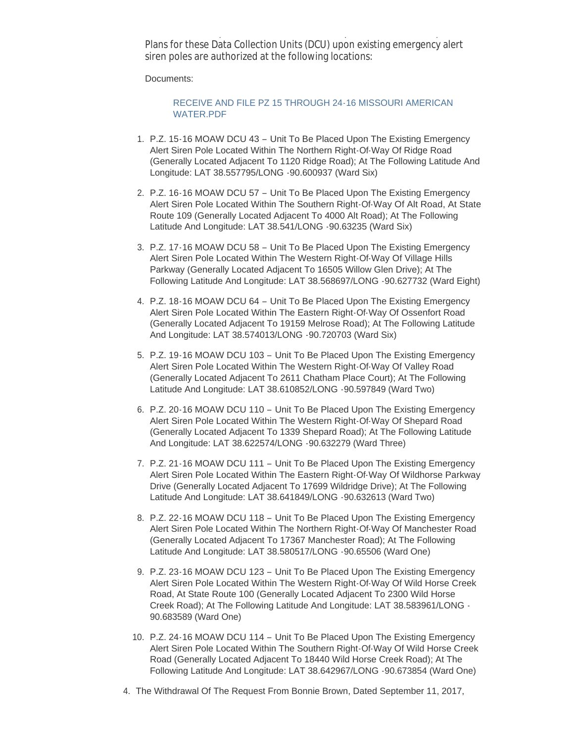Plans for these Data Collection Units (DCU) upon existing emergency alert siren poles are authorized at the following locations:

Documents:

RECEIVE AND FILE PZ 15 THROUGH 24-16 MISSOURI AMERICAN WATER.PDF

1. P.Z. 15-16 MOAW DCU 43 – Unit To Be Placed Upon The Existing Emergency Alert Siren Pole Located Within The Northern Right-Of-Way Of Ridge Road (Generally Located Adjacent To 1120 Ridge Road); At The Following Latitude And Longitude: LAT 38.557795/LONG -90.600937 (Ward Six)
2. P.Z. 16-16 MOAW DCU 57 – Unit To Be Placed Upon The Existing Emergency Alert Siren Pole Located Within The Southern Right-Of-Way Of Alt Road, At State Route 109 (Generally Located Adjacent To 4000 Alt Road); At The Following Latitude And Longitude: LAT 38.541/LONG -90.63235 (Ward Six)
3. P.Z. 17-16 MOAW DCU 58 – Unit To Be Placed Upon The Existing Emergency Alert Siren Pole Located Within The Western Right-Of-Way Of Village Hills Parkway (Generally Located Adjacent To 16505 Willow Glen Drive); At The Following Latitude And Longitude: LAT 38.568697/LONG -90.627732 (Ward Eight)
4. P.Z. 18-16 MOAW DCU 64 – Unit To Be Placed Upon The Existing Emergency Alert Siren Pole Located Within The Eastern Right-Of-Way Of Ossenfort Road (Generally Located Adjacent To 19159 Melrose Road); At The Following Latitude And Longitude: LAT 38.574013/LONG -90.720703 (Ward Six)
5. P.Z. 19-16 MOAW DCU 103 – Unit To Be Placed Upon The Existing Emergency Alert Siren Pole Located Within The Western Right-Of-Way Of Valley Road (Generally Located Adjacent To 2611 Chatham Place Court); At The Following Latitude And Longitude: LAT 38.610852/LONG -90.597849 (Ward Two)
6. P.Z. 20-16 MOAW DCU 110 – Unit To Be Placed Upon The Existing Emergency Alert Siren Pole Located Within The Western Right-Of-Way Of Shepard Road (Generally Located Adjacent To 1339 Shepard Road); At The Following Latitude And Longitude: LAT 38.622574/LONG -90.632279 (Ward Three)
7. P.Z. 21-16 MOAW DCU 111 – Unit To Be Placed Upon The Existing Emergency Alert Siren Pole Located Within The Eastern Right-Of-Way Of Wildhorse Parkway Drive (Generally Located Adjacent To 17699 Wildridge Drive); At The Following Latitude And Longitude: LAT 38.641849/LONG -90.632613 (Ward Two)
8. P.Z. 22-16 MOAW DCU 118 – Unit To Be Placed Upon The Existing Emergency Alert Siren Pole Located Within The Northern Right-Of-Way Of Manchester Road (Generally Located Adjacent To 17367 Manchester Road); At The Following Latitude And Longitude: LAT 38.580517/LONG -90.65506 (Ward One)
9. P.Z. 23-16 MOAW DCU 123 – Unit To Be Placed Upon The Existing Emergency Alert Siren Pole Located Within The Western Right-Of-Way Of Wild Horse Creek Road, At State Route 100 (Generally Located Adjacent To 2300 Wild Horse Creek Road); At The Following Latitude And Longitude: LAT 38.583961/LONG -90.683589 (Ward One)
10. P.Z. 24-16 MOAW DCU 114 – Unit To Be Placed Upon The Existing Emergency Alert Siren Pole Located Within The Southern Right-Of-Way Of Wild Horse Creek Road (Generally Located Adjacent To 18440 Wild Horse Creek Road); At The Following Latitude And Longitude: LAT 38.642967/LONG -90.673854 (Ward One)

4. The Withdrawal Of The Request From Bonnie Brown, Dated September 11, 2017,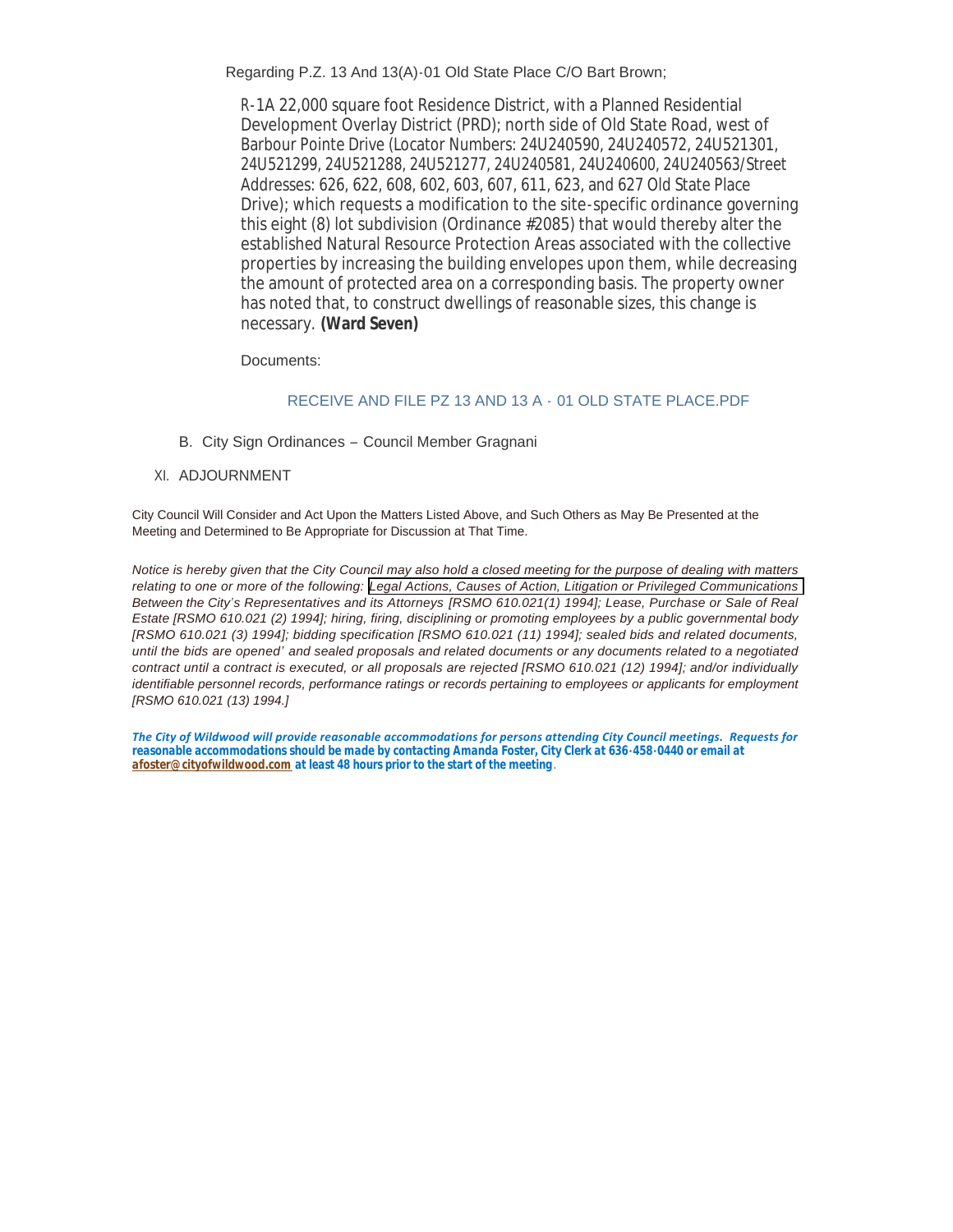Regarding P.Z. 13 And 13(A)-01 Old State Place C/O Bart Brown;

R-1A 22,000 square foot Residence District, with a Planned Residential Development Overlay District (PRD); north side of Old State Road, west of Barbour Pointe Drive (Locator Numbers: 24U240590, 24U240572, 24U521301, 24U521299, 24U521288, 24U521277, 24U240581, 24U240600, 24U240563/Street Addresses: 626, 622, 608, 602, 603, 607, 611, 623, and 627 Old State Place Drive); which requests a modification to the site-specific ordinance governing this eight (8) lot subdivision (Ordinance #2085) that would thereby alter the established Natural Resource Protection Areas associated with the collective properties by increasing the building envelopes upon them, while decreasing the amount of protected area on a corresponding basis. The property owner has noted that, to construct dwellings of reasonable sizes, this change is necessary. **(Ward Seven)**

Documents:

RECEIVE AND FILE PZ 13 AND 13 A - 01 OLD STATE PLACE.PDF

B. City Sign Ordinances – Council Member Gragnani

XI. ADJOURNMENT

City Council Will Consider and Act Upon the Matters Listed Above, and Such Others as May Be Presented at the Meeting and Determined to Be Appropriate for Discussion at That Time.

*Notice is hereby given that the City Council may also hold a closed meeting for the purpose of dealing with matters relating to one or more of the following: Legal Actions, Causes of Action, Litigation or Privileged Communications Between the City's Representatives and its Attorneys [RSMO 610.021(1) 1994]; Lease, Purchase or Sale of Real Estate [RSMO 610.021 (2) 1994]; hiring, firing, disciplining or promoting employees by a public governmental body [RSMO 610.021 (3) 1994]; bidding specification [RSMO 610.021 (11) 1994]; sealed bids and related documents, until the bids are opened' and sealed proposals and related documents or any documents related to a negotiated contract until a contract is executed, or all proposals are rejected [RSMO 610.021 (12) 1994]; and/or individually identifiable personnel records, performance ratings or records pertaining to employees or applicants for employment [RSMO 610.021 (13) 1994.]*

***The City of Wildwood will provide reasonable accommodations for persons attending City Council meetings. Requests for reasonable accommodations should be made by contacting Amanda Foster, City Clerk at 636-458-0440 or email at afoster@cityofwildwood.com at least 48 hours prior to the start of the meeting***.